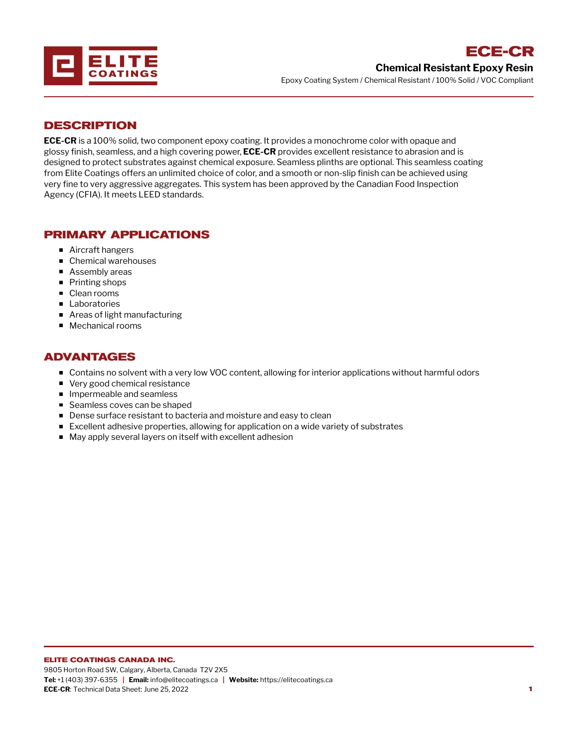# ECE-CR

## Chemical Resistant Epoxy Resin

Epoxy Coating System / Chemical Resistant / 100% Solid / VOC Compliant

## DESCRIPTION

**ECE-CR** is a 100% solid, two component epoxy coating. It provides a monochrome color with opaque and glossy finish, seamless, and a high covering power, **ECE-CR** provides excellent resistance to abrasion and is designed to protect substrates against chemical exposure. Seamless plinths are optional. This seamless coating from Elite Coatings offers an unlimited choice of color, and a smooth or non-slip finish can be achieved using very fine to very aggressive aggregates. This system has been approved by the Canadian Food Inspection Agency (CFIA). It meets LEED standards.

## PRIMARY APPLICATIONS

- Aircraft hangers
- Chemical warehouses
- Assembly areas
- Printing shops
- Clean rooms
- Laboratories
- Areas of light manufacturing
- Mechanical rooms

## ADVANTAGES

- Contains no solvent with a very low VOC content, allowing for interior applications without harmful odors
- Very good chemical resistance
- Impermeable and seamless
- Seamless coves can be shaped
- Dense surface resistant to bacteria and moisture and easy to clean
- Excellent adhesive properties, allowing for application on a wide variety of substrates
- May apply several layers on itself with excellent adhesion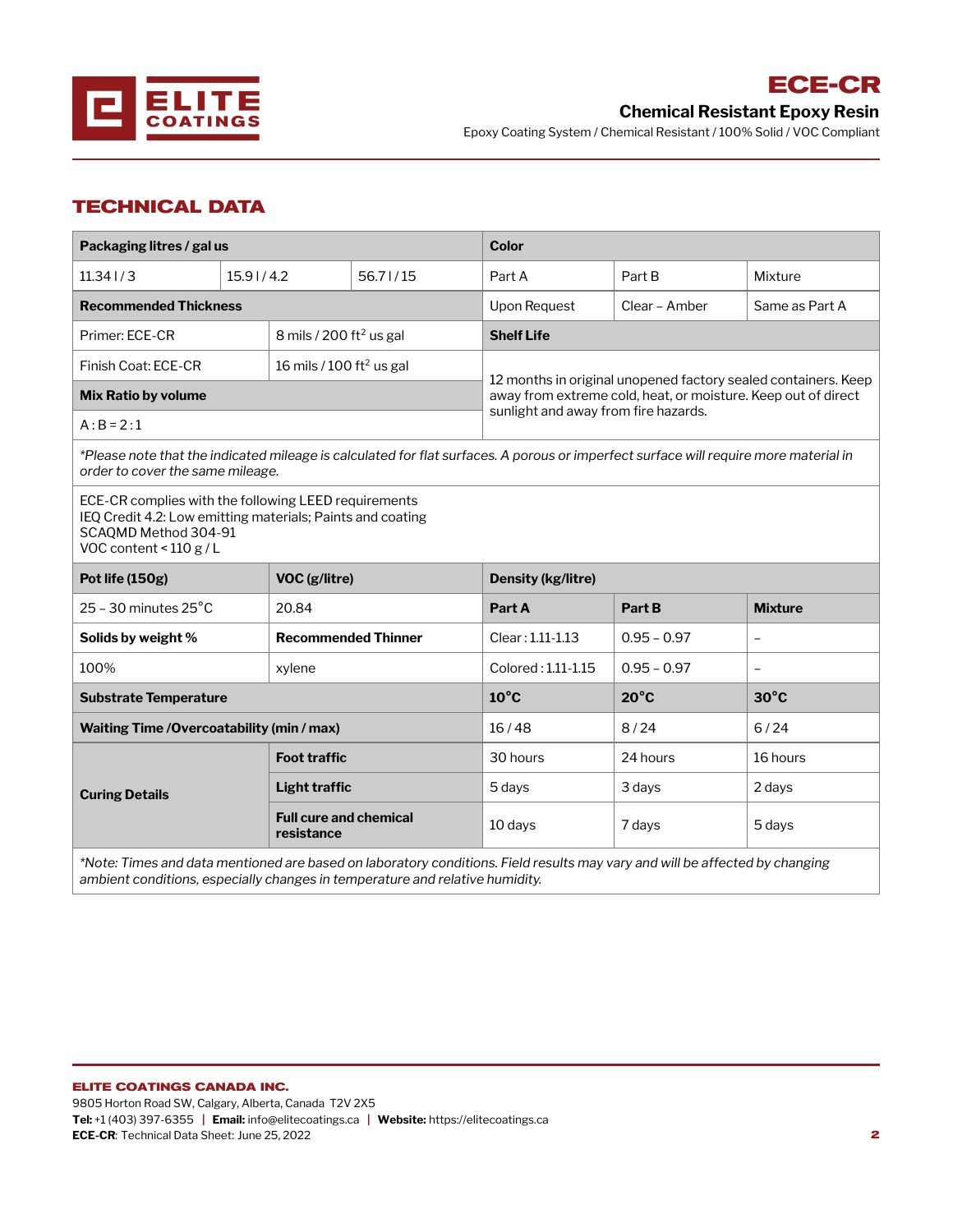# ECE-CR

## Chemical Resistant Epoxy Resin

Epoxy Coating System / Chemical Resistant / 100% Solid / VOC Compliant

## TECHNICAL DATA

| Packaging litres / gal us | | | Color | | |
|---|---|---|---|---|---|
| 11.34 l / 3 | 15.9 l / 4.2 | 56.7 l / 15 | Part A | Part B | Mixture |
| **Recommended Thickness** | | | Upon Request | Clear – Amber | Same as Part A |
| Primer: ECE-CR | 8 mils / 200 ft² us gal | | **Shelf Life** | | |
| Finish Coat: ECE-CR | 16 mils / 100 ft² us gal | | 12 months in original unopened factory sealed containers. Keep away from extreme cold, heat, or moisture. Keep out of direct sunlight and away from fire hazards. | | |
| **Mix Ratio by volume** | | | | | |
| A : B = 2 : 1 | | | | | |

*Please note that the indicated mileage is calculated for flat surfaces. A porous or imperfect surface will require more material in order to cover the same mileage.*

ECE-CR complies with the following LEED requirements
IEQ Credit 4.2: Low emitting materials; Paints and coating
SCAQMD Method 304-91
VOC content < 110 g / L

| Pot life (150g) | VOC (g/litre) | Density (kg/litre) | | |
|---|---|---|---|---|
| 25 – 30 minutes 25°C | 20.84 | **Part A** | **Part B** | **Mixture** |
| **Solids by weight %** | **Recommended Thinner** | Clear : 1.11-1.13 | 0.95 – 0.97 | – |
| 100% | xylene | Colored : 1.11-1.15 | 0.95 – 0.97 | – |

| Substrate Temperature | | 10°C | 20°C | 30°C |
|---|---|---|---|---|
| **Waiting Time /Overcoatability (min / max)** | | 16 / 48 | 8 / 24 | 6 / 24 |
| **Curing Details** | **Foot traffic** | 30 hours | 24 hours | 16 hours |
| | **Light traffic** | 5 days | 3 days | 2 days |
| | **Full cure and chemical resistance** | 10 days | 7 days | 5 days |

*Note: Times and data mentioned are based on laboratory conditions. Field results may vary and will be affected by changing ambient conditions, especially changes in temperature and relative humidity.*

**ELITE COATINGS CANADA INC.**
9805 Horton Road SW, Calgary, Alberta, Canada T2V 2X5
**Tel:** +1 (403) 397-6355 | **Email:** info@elitecoatings.ca | **Website:** https://elitecoatings.ca
**ECE-CR**: Technical Data Sheet: June 25, 2022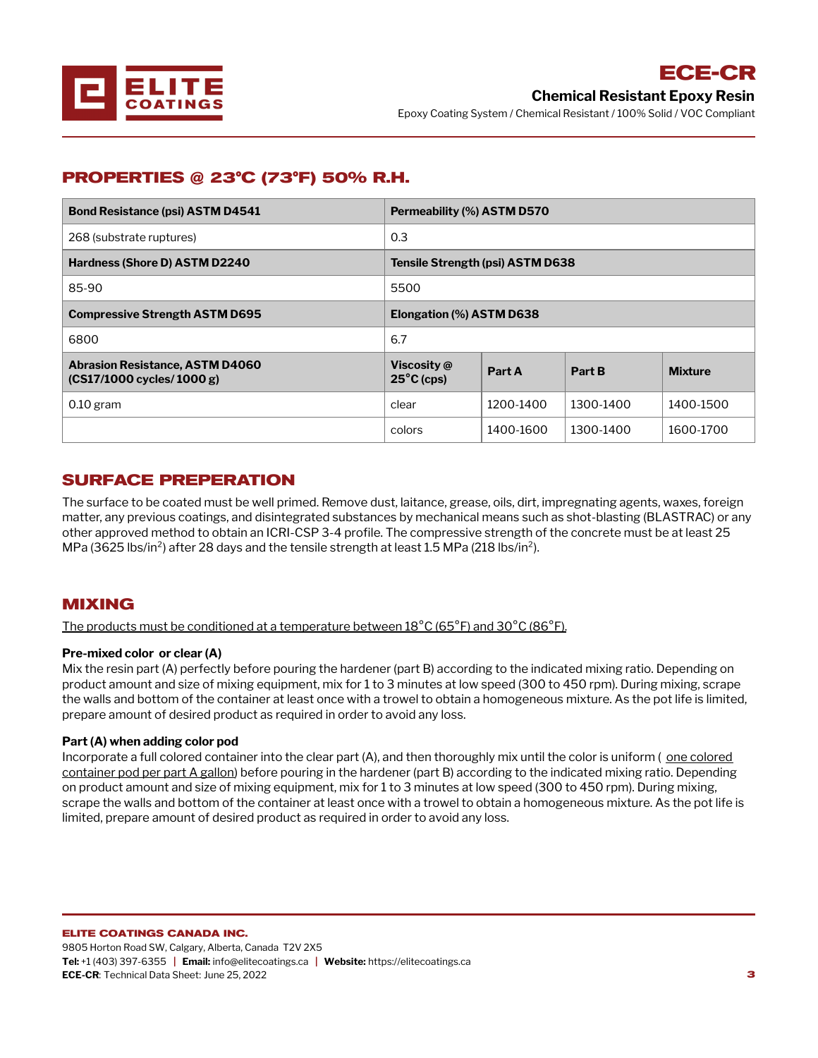# ECE-CR

## Chemical Resistant Epoxy Resin

Epoxy Coating System / Chemical Resistant / 100% Solid / VOC Compliant

## PROPERTIES @ 23°C (73°F) 50% R.H.

| Bond Resistance (psi) ASTM D4541 | Permeability (%) ASTM D570 | | | |
|---|---|---|---|---|
| 268 (substrate ruptures) | 0.3 | | | |
| **Hardness (Shore D) ASTM D2240** | **Tensile Strength (psi) ASTM D638** | | | |
| 85-90 | 5500 | | | |
| **Compressive Strength ASTM D695** | **Elongation (%) ASTM D638** | | | |
| 6800 | 6.7 | | | |
| **Abrasion Resistance, ASTM D4060 (CS17/1000 cycles/ 1000 g)** | **Viscosity @ 25°C (cps)** | **Part A** | **Part B** | **Mixture** |
| 0.10 gram | clear | 1200-1400 | 1300-1400 | 1400-1500 |
| | colors | 1400-1600 | 1300-1400 | 1600-1700 |

## SURFACE PREPERATION

The surface to be coated must be well primed. Remove dust, laitance, grease, oils, dirt, impregnating agents, waxes, foreign matter, any previous coatings, and disintegrated substances by mechanical means such as shot-blasting (BLASTRAC) or any other approved method to obtain an ICRI-CSP 3-4 profile. The compressive strength of the concrete must be at least 25 MPa (3625 lbs/in$^2$) after 28 days and the tensile strength at least 1.5 MPa (218 lbs/in$^2$).

## MIXING

The products must be conditioned at a temperature between 18°C (65°F) and 30°C (86°F).

**Pre-mixed color or clear (A)**

Mix the resin part (A) perfectly before pouring the hardener (part B) according to the indicated mixing ratio. Depending on product amount and size of mixing equipment, mix for 1 to 3 minutes at low speed (300 to 450 rpm). During mixing, scrape the walls and bottom of the container at least once with a trowel to obtain a homogeneous mixture. As the pot life is limited, prepare amount of desired product as required in order to avoid any loss.

**Part (A) when adding color pod**

Incorporate a full colored container into the clear part (A), and then thoroughly mix until the color is uniform ( one colored container pod per part A gallon) before pouring in the hardener (part B) according to the indicated mixing ratio. Depending on product amount and size of mixing equipment, mix for 1 to 3 minutes at low speed (300 to 450 rpm). During mixing, scrape the walls and bottom of the container at least once with a trowel to obtain a homogeneous mixture. As the pot life is limited, prepare amount of desired product as required in order to avoid any loss.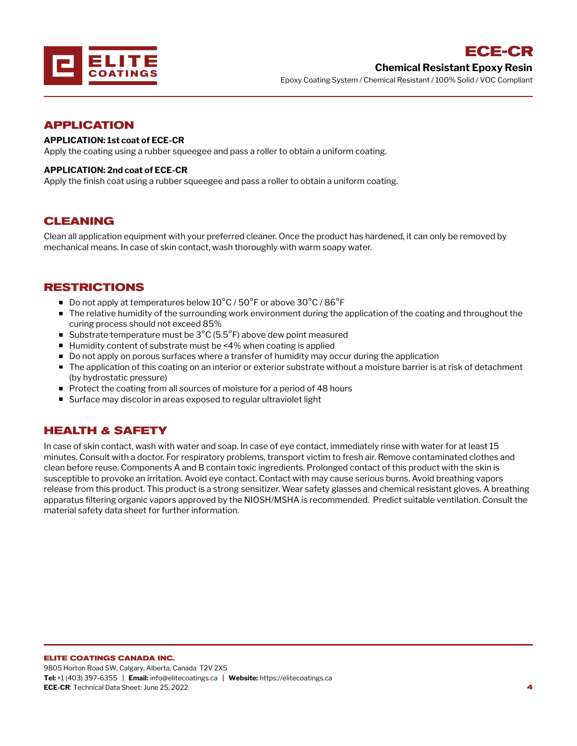## APPLICATION

**APPLICATION: 1st coat of ECE-CR**
Apply the coating using a rubber squeegee and pass a roller to obtain a uniform coating.

**APPLICATION: 2nd coat of ECE-CR**
Apply the finish coat using a rubber squeegee and pass a roller to obtain a uniform coating.

## CLEANING

Clean all application equipment with your preferred cleaner. Once the product has hardened, it can only be removed by mechanical means. In case of skin contact, wash thoroughly with warm soapy water.

## RESTRICTIONS

- Do not apply at temperatures below 10°C / 50°F or above 30°C / 86°F
- The relative humidity of the surrounding work environment during the application of the coating and throughout the curing process should not exceed 85%
- Substrate temperature must be 3°C (5.5°F) above dew point measured
- Humidity content of substrate must be <4% when coating is applied
- Do not apply on porous surfaces where a transfer of humidity may occur during the application
- The application of this coating on an interior or exterior substrate without a moisture barrier is at risk of detachment (by hydrostatic pressure)
- Protect the coating from all sources of moisture for a period of 48 hours
- Surface may discolor in areas exposed to regular ultraviolet light

## HEALTH & SAFETY

In case of skin contact, wash with water and soap. In case of eye contact, immediately rinse with water for at least 15 minutes. Consult with a doctor. For respiratory problems, transport victim to fresh air. Remove contaminated clothes and clean before reuse. Components A and B contain toxic ingredients. Prolonged contact of this product with the skin is susceptible to provoke an irritation. Avoid eye contact. Contact with may cause serious burns. Avoid breathing vapors release from this product. This product is a strong sensitizer. Wear safety glasses and chemical resistant gloves. A breathing apparatus filtering organic vapors approved by the NIOSH/MSHA is recommended. Predict suitable ventilation. Consult the material safety data sheet for further information.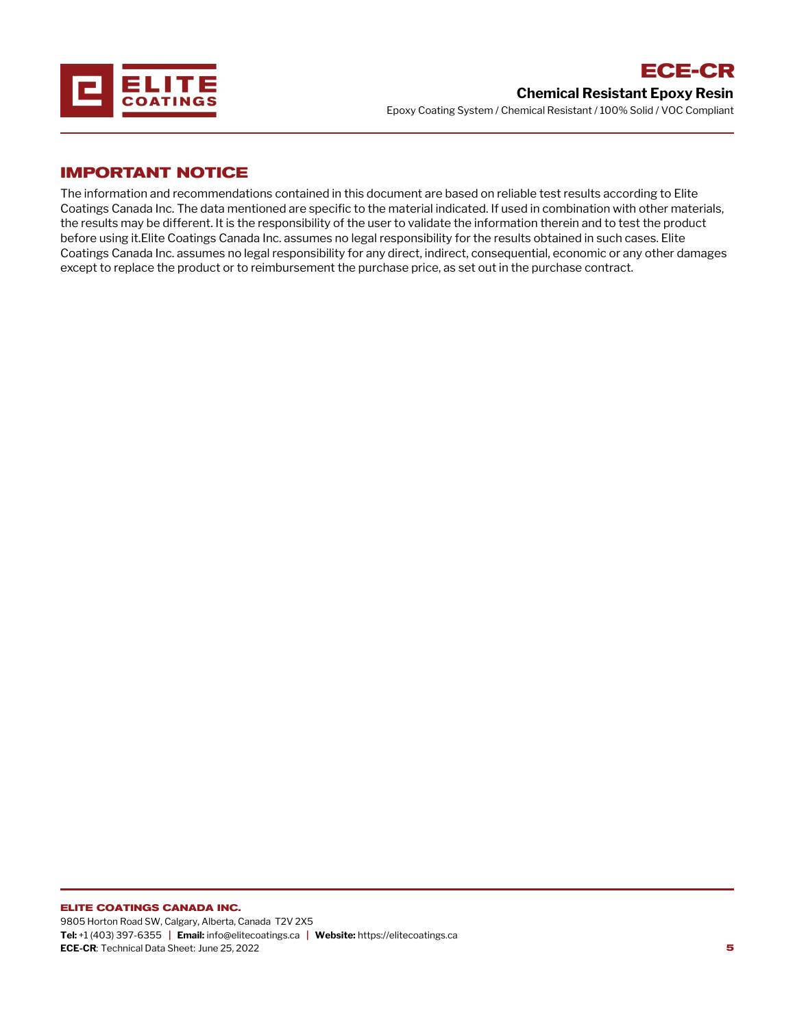## IMPORTANT NOTICE

The information and recommendations contained in this document are based on reliable test results according to Elite Coatings Canada Inc. The data mentioned are specific to the material indicated. If used in combination with other materials, the results may be different. It is the responsibility of the user to validate the information therein and to test the product before using it.Elite Coatings Canada Inc. assumes no legal responsibility for the results obtained in such cases. Elite Coatings Canada Inc. assumes no legal responsibility for any direct, indirect, consequential, economic or any other damages except to replace the product or to reimbursement the purchase price, as set out in the purchase contract.